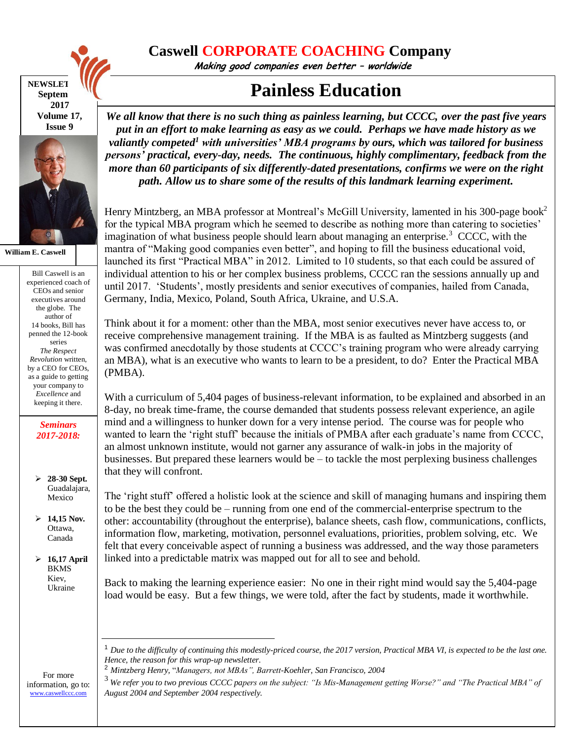# Caswell CORPORATE COACHING Company

***Making good companies even better – worldwide***

NEWSLETTER
September 2017
Volume 17, Issue 9

**William E. Caswell**

Bill Caswell is an experienced coach of CEOs and senior executives around the globe. The author of 14 books, Bill has penned the 12-book series *The Respect Revolution* written, by a CEO for CEOs, as a guide to getting your company to *Excellence* and keeping it there.

***Seminars 2017-2018:***

- **28-30 Sept.** Guadalajara, Mexico
- **14,15 Nov.** Ottawa, Canada
- **16,17 April** BKMS Kiev, Ukraine

For more information, go to: www.caswellccc.com

## Painless Education

***We all know that there is no such thing as painless learning, but CCCC, over the past five years put in an effort to make learning as easy as we could. Perhaps we have made history as we valiantly competed[1] with universities' MBA programs by ours, which was tailored for business persons' practical, every-day, needs. The continuous, highly complimentary, feedback from the more than 60 participants of six differently-dated presentations, confirms we were on the right path. Allow us to share some of the results of this landmark learning experiment.***

Henry Mintzberg, an MBA professor at Montreal's McGill University, lamented in his 300-page book[2] for the typical MBA program which he seemed to describe as nothing more than catering to societies' imagination of what business people should learn about managing an enterprise.[3] CCCC, with the mantra of "Making good companies even better", and hoping to fill the business educational void, launched its first "Practical MBA" in 2012. Limited to 10 students, so that each could be assured of individual attention to his or her complex business problems, CCCC ran the sessions annually up and until 2017. 'Students', mostly presidents and senior executives of companies, hailed from Canada, Germany, India, Mexico, Poland, South Africa, Ukraine, and U.S.A.

Think about it for a moment: other than the MBA, most senior executives never have access to, or receive comprehensive management training. If the MBA is as faulted as Mintzberg suggests (and was confirmed anecdotally by those students at CCCC's training program who were already carrying an MBA), what is an executive who wants to learn to be a president, to do? Enter the Practical MBA (PMBA).

With a curriculum of 5,404 pages of business-relevant information, to be explained and absorbed in an 8-day, no break time-frame, the course demanded that students possess relevant experience, an agile mind and a willingness to hunker down for a very intense period. The course was for people who wanted to learn the 'right stuff' because the initials of PMBA after each graduate's name from CCCC, an almost unknown institute, would not garner any assurance of walk-in jobs in the majority of businesses. But prepared these learners would be – to tackle the most perplexing business challenges that they will confront.

The 'right stuff' offered a holistic look at the science and skill of managing humans and inspiring them to be the best they could be – running from one end of the commercial-enterprise spectrum to the other: accountability (throughout the enterprise), balance sheets, cash flow, communications, conflicts, information flow, marketing, motivation, personnel evaluations, priorities, problem solving, etc. We felt that every conceivable aspect of running a business was addressed, and the way those parameters linked into a predictable matrix was mapped out for all to see and behold.

Back to making the learning experience easier: No one in their right mind would say the 5,404-page load would be easy. But a few things, we were told, after the fact by students, made it worthwhile.

---

[1] *Due to the difficulty of continuing this modestly-priced course, the 2017 version, Practical MBA VI, is expected to be the last one. Hence, the reason for this wrap-up newsletter.*

[2] *Mintzberg Henry, "Managers, not MBAs", Barrett-Koehler, San Francisco, 2004*

[3] *We refer you to two previous CCCC papers on the subject: "Is Mis-Management getting Worse?" and "The Practical MBA" of August 2004 and September 2004 respectively.*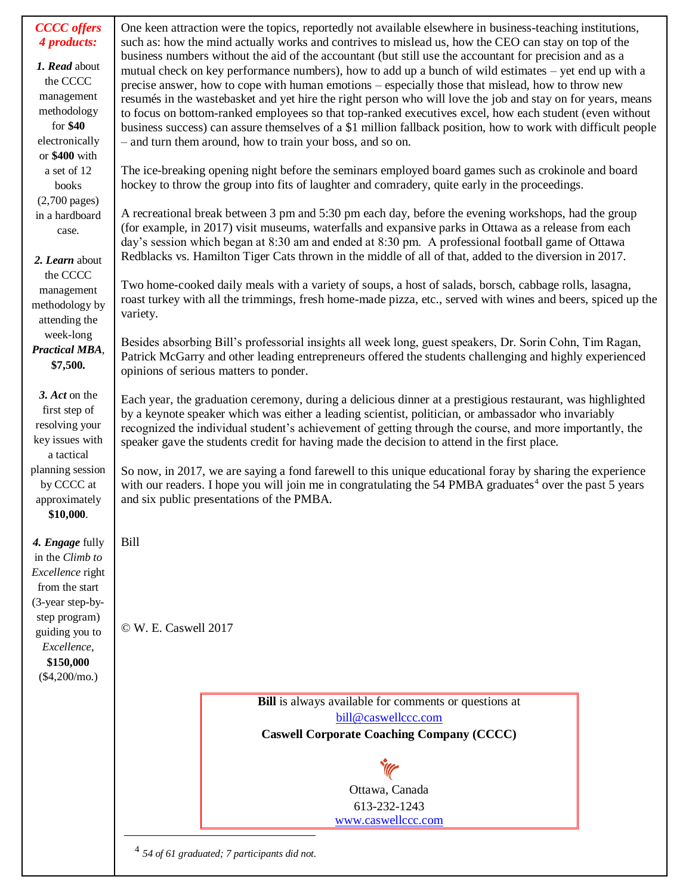***CCCC offers 4 products:***

***1. Read*** about the CCCC management methodology for **$40** electronically or **$400** with a set of 12 books (2,700 pages) in a hardboard case.

***2. Learn*** about the CCCC management methodology by attending the week-long ***Practical MBA***, **$7,500.**

***3. Act*** on the first step of resolving your key issues with a tactical planning session by CCCC at approximately **$10,000**.

***4. Engage*** fully in the *Climb to Excellence* right from the start (3-year step-by-step program) guiding you to *Excellence*, **$150,000** ($4,200/mo.)

One keen attraction were the topics, reportedly not available elsewhere in business-teaching institutions, such as: how the mind actually works and contrives to mislead us, how the CEO can stay on top of the business numbers without the aid of the accountant (but still use the accountant for precision and as a mutual check on key performance numbers), how to add up a bunch of wild estimates – yet end up with a precise answer, how to cope with human emotions – especially those that mislead, how to throw new resumés in the wastebasket and yet hire the right person who will love the job and stay on for years, means to focus on bottom-ranked employees so that top-ranked executives excel, how each student (even without business success) can assure themselves of a $1 million fallback position, how to work with difficult people – and turn them around, how to train your boss, and so on.

The ice-breaking opening night before the seminars employed board games such as crokinole and board hockey to throw the group into fits of laughter and comradery, quite early in the proceedings.

A recreational break between 3 pm and 5:30 pm each day, before the evening workshops, had the group (for example, in 2017) visit museums, waterfalls and expansive parks in Ottawa as a release from each day's session which began at 8:30 am and ended at 8:30 pm. A professional football game of Ottawa Redblacks vs. Hamilton Tiger Cats thrown in the middle of all of that, added to the diversion in 2017.

Two home-cooked daily meals with a variety of soups, a host of salads, borsch, cabbage rolls, lasagna, roast turkey with all the trimmings, fresh home-made pizza, etc., served with wines and beers, spiced up the variety.

Besides absorbing Bill's professorial insights all week long, guest speakers, Dr. Sorin Cohn, Tim Ragan, Patrick McGarry and other leading entrepreneurs offered the students challenging and highly experienced opinions of serious matters to ponder.

Each year, the graduation ceremony, during a delicious dinner at a prestigious restaurant, was highlighted by a keynote speaker which was either a leading scientist, politician, or ambassador who invariably recognized the individual student's achievement of getting through the course, and more importantly, the speaker gave the students credit for having made the decision to attend in the first place.

So now, in 2017, we are saying a fond farewell to this unique educational foray by sharing the experience with our readers. I hope you will join me in congratulating the 54 PMBA graduates[4] over the past 5 years and six public presentations of the PMBA.

Bill

© W. E. Caswell 2017

**Bill** is always available for comments or questions at
bill@caswellccc.com
**Caswell Corporate Coaching Company (CCCC)**

Ottawa, Canada
613-232-1243
www.caswellccc.com

[4] *54 of 61 graduated; 7 participants did not.*